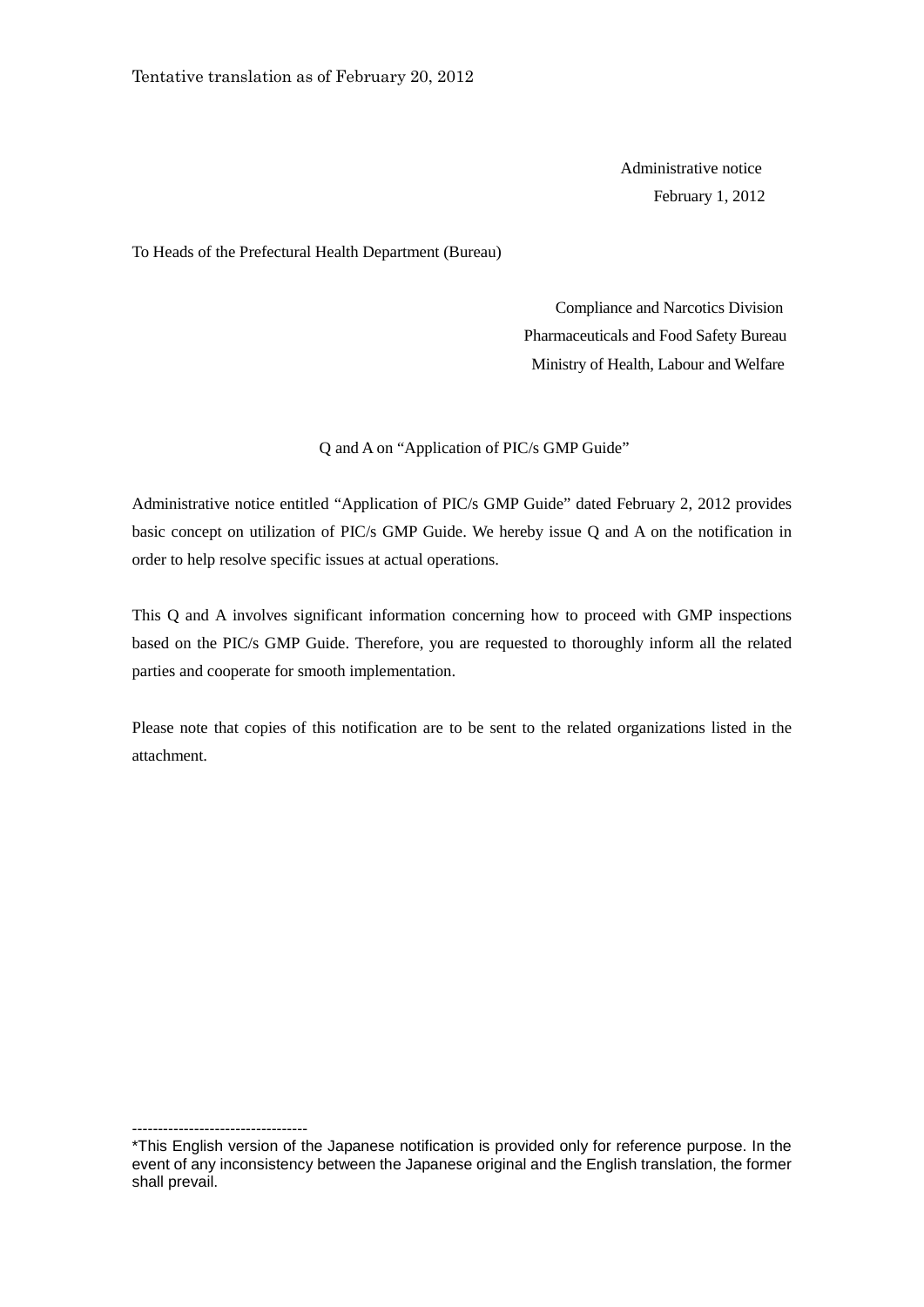Tentative translation as of February 20, 2012

Administrative notice
February 1, 2012

To Heads of the Prefectural Health Department (Bureau)

Compliance and Narcotics Division
Pharmaceuticals and Food Safety Bureau
Ministry of Health, Labour and Welfare

# Q and A on "Application of PIC/s GMP Guide"

Administrative notice entitled "Application of PIC/s GMP Guide" dated February 2, 2012 provides basic concept on utilization of PIC/s GMP Guide. We hereby issue Q and A on the notification in order to help resolve specific issues at actual operations.

This Q and A involves significant information concerning how to proceed with GMP inspections based on the PIC/s GMP Guide. Therefore, you are requested to thoroughly inform all the related parties and cooperate for smooth implementation.

Please note that copies of this notification are to be sent to the related organizations listed in the attachment.

----------------------------------

*This English version of the Japanese notification is provided only for reference purpose. In the event of any inconsistency between the Japanese original and the English translation, the former shall prevail.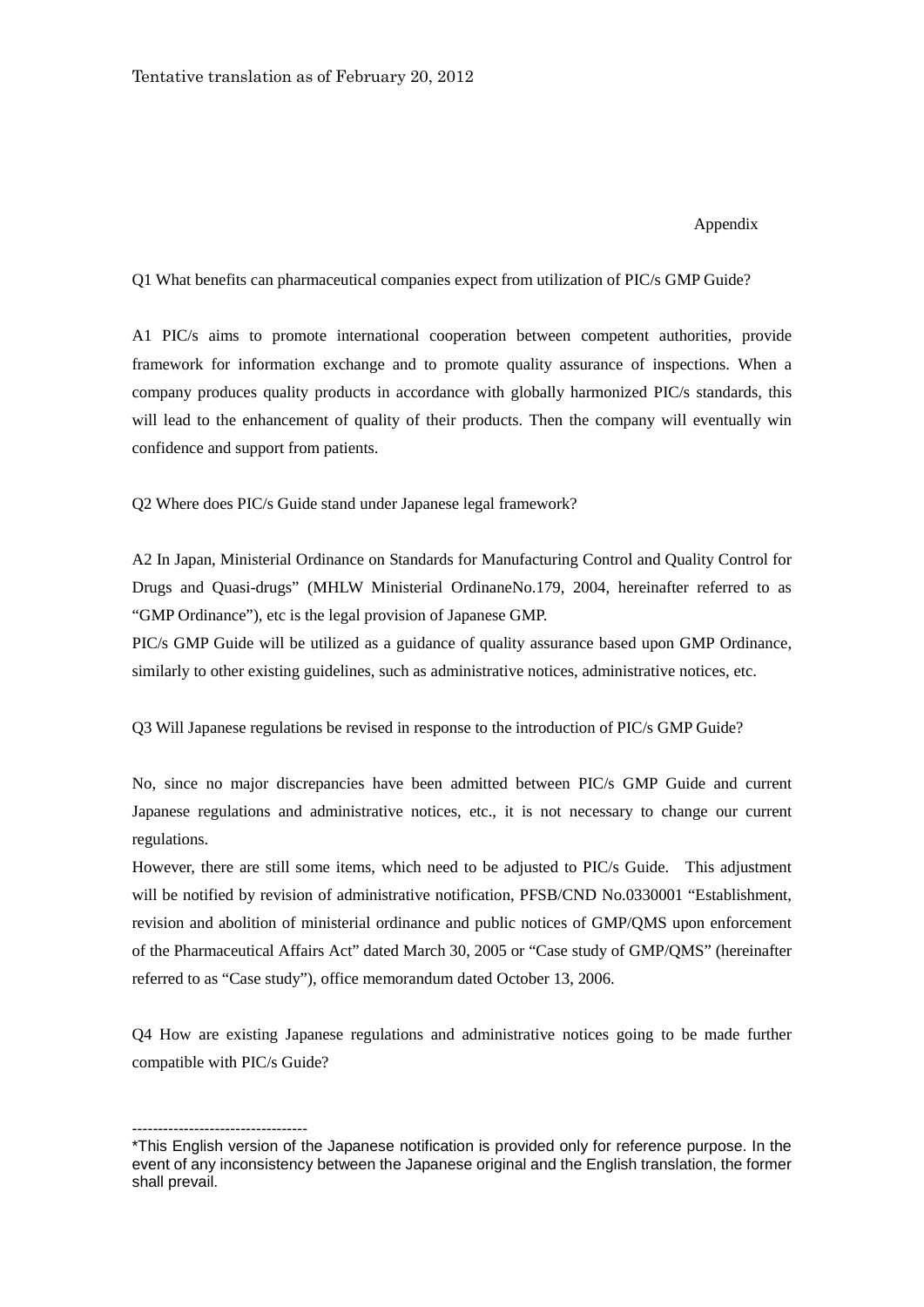Tentative translation as of February 20, 2012

Appendix

Q1 What benefits can pharmaceutical companies expect from utilization of PIC/s GMP Guide?

A1 PIC/s aims to promote international cooperation between competent authorities, provide framework for information exchange and to promote quality assurance of inspections. When a company produces quality products in accordance with globally harmonized PIC/s standards, this will lead to the enhancement of quality of their products. Then the company will eventually win confidence and support from patients.

Q2 Where does PIC/s Guide stand under Japanese legal framework?

A2 In Japan, Ministerial Ordinance on Standards for Manufacturing Control and Quality Control for Drugs and Quasi-drugs" (MHLW Ministerial OrdinaneNo.179, 2004, hereinafter referred to as "GMP Ordinance"), etc is the legal provision of Japanese GMP.

PIC/s GMP Guide will be utilized as a guidance of quality assurance based upon GMP Ordinance, similarly to other existing guidelines, such as administrative notices, administrative notices, etc.

Q3 Will Japanese regulations be revised in response to the introduction of PIC/s GMP Guide?

No, since no major discrepancies have been admitted between PIC/s GMP Guide and current Japanese regulations and administrative notices, etc., it is not necessary to change our current regulations.

However, there are still some items, which need to be adjusted to PIC/s Guide. This adjustment will be notified by revision of administrative notification, PFSB/CND No.0330001 "Establishment, revision and abolition of ministerial ordinance and public notices of GMP/QMS upon enforcement of the Pharmaceutical Affairs Act" dated March 30, 2005 or "Case study of GMP/QMS" (hereinafter referred to as "Case study"), office memorandum dated October 13, 2006.

Q4 How are existing Japanese regulations and administrative notices going to be made further compatible with PIC/s Guide?

----------------------------------

*This English version of the Japanese notification is provided only for reference purpose. In the event of any inconsistency between the Japanese original and the English translation, the former shall prevail.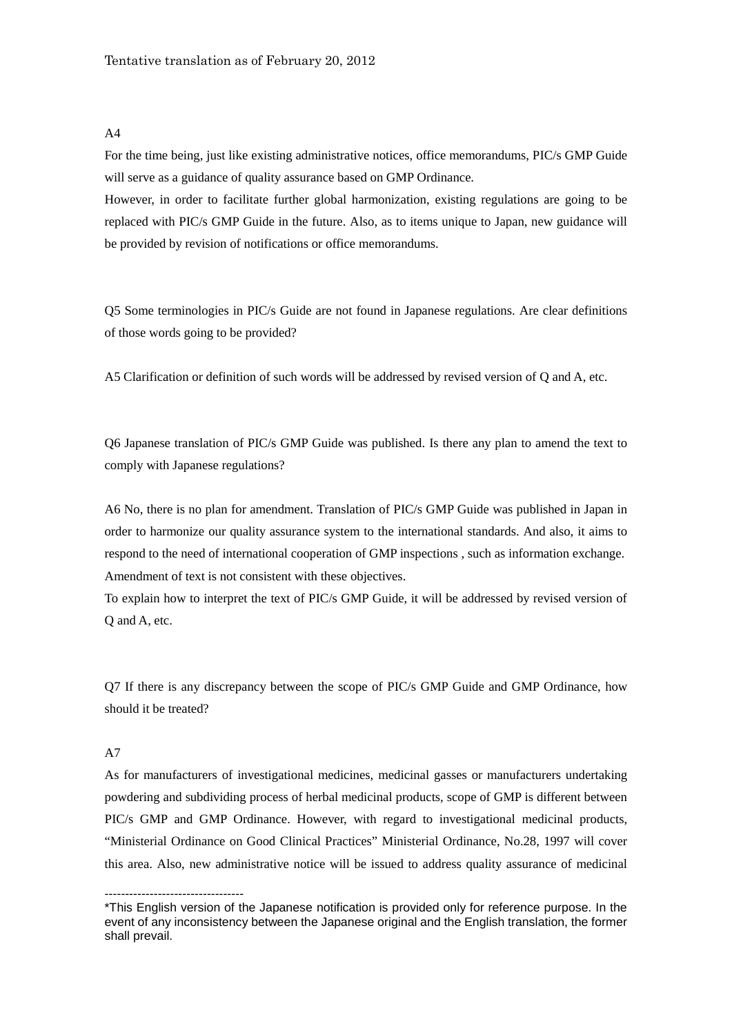A4

For the time being, just like existing administrative notices, office memorandums, PIC/s GMP Guide will serve as a guidance of quality assurance based on GMP Ordinance.

However, in order to facilitate further global harmonization, existing regulations are going to be replaced with PIC/s GMP Guide in the future. Also, as to items unique to Japan, new guidance will be provided by revision of notifications or office memorandums.

Q5 Some terminologies in PIC/s Guide are not found in Japanese regulations. Are clear definitions of those words going to be provided?

A5 Clarification or definition of such words will be addressed by revised version of Q and A, etc.

Q6 Japanese translation of PIC/s GMP Guide was published. Is there any plan to amend the text to comply with Japanese regulations?

A6 No, there is no plan for amendment. Translation of PIC/s GMP Guide was published in Japan in order to harmonize our quality assurance system to the international standards. And also, it aims to respond to the need of international cooperation of GMP inspections , such as information exchange. Amendment of text is not consistent with these objectives.

To explain how to interpret the text of PIC/s GMP Guide, it will be addressed by revised version of Q and A, etc.

Q7 If there is any discrepancy between the scope of PIC/s GMP Guide and GMP Ordinance, how should it be treated?

A7

As for manufacturers of investigational medicines, medicinal gasses or manufacturers undertaking powdering and subdividing process of herbal medicinal products, scope of GMP is different between PIC/s GMP and GMP Ordinance. However, with regard to investigational medicinal products, "Ministerial Ordinance on Good Clinical Practices" Ministerial Ordinance, No.28, 1997 will cover this area. Also, new administrative notice will be issued to address quality assurance of medicinal

----------------------------------

*This English version of the Japanese notification is provided only for reference purpose. In the event of any inconsistency between the Japanese original and the English translation, the former shall prevail.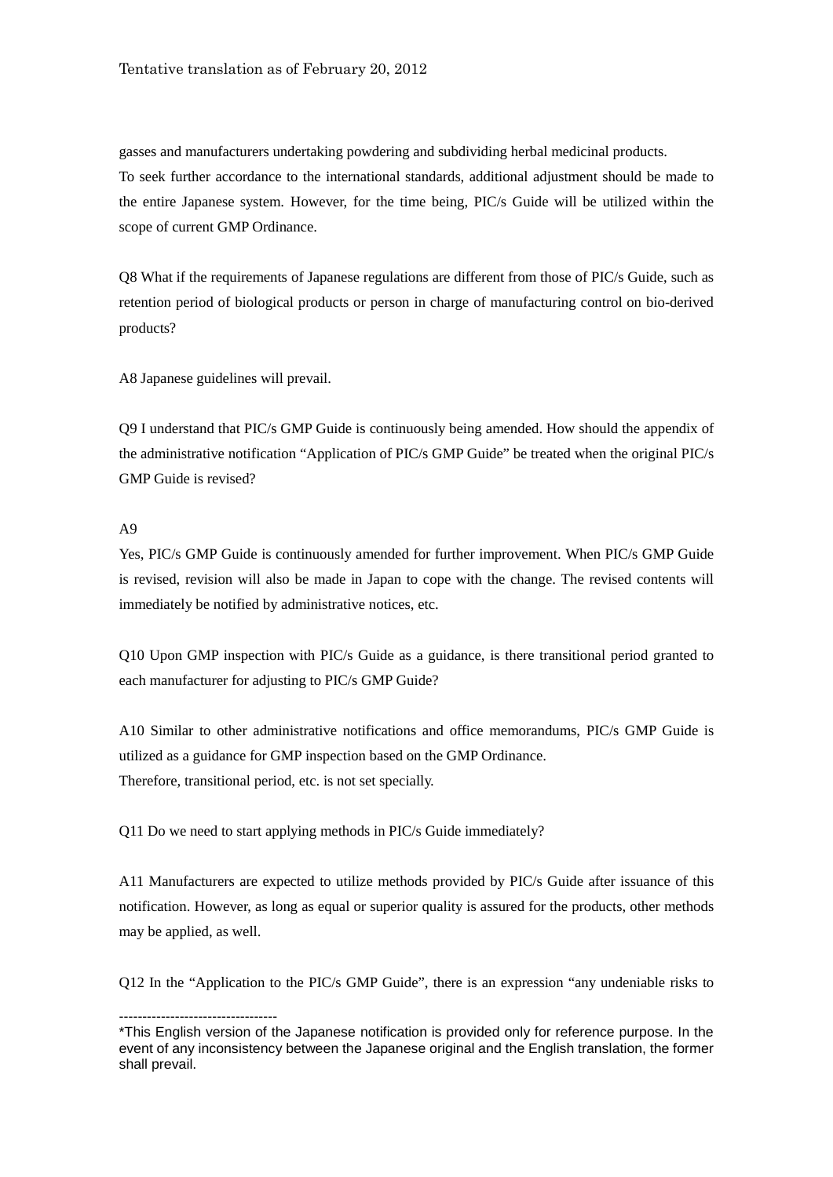gasses and manufacturers undertaking powdering and subdividing herbal medicinal products.
To seek further accordance to the international standards, additional adjustment should be made to the entire Japanese system. However, for the time being, PIC/s Guide will be utilized within the scope of current GMP Ordinance.

Q8 What if the requirements of Japanese regulations are different from those of PIC/s Guide, such as retention period of biological products or person in charge of manufacturing control on bio-derived products?

A8 Japanese guidelines will prevail.

Q9 I understand that PIC/s GMP Guide is continuously being amended. How should the appendix of the administrative notification "Application of PIC/s GMP Guide" be treated when the original PIC/s GMP Guide is revised?

A9
Yes, PIC/s GMP Guide is continuously amended for further improvement. When PIC/s GMP Guide is revised, revision will also be made in Japan to cope with the change. The revised contents will immediately be notified by administrative notices, etc.

Q10 Upon GMP inspection with PIC/s Guide as a guidance, is there transitional period granted to each manufacturer for adjusting to PIC/s GMP Guide?

A10 Similar to other administrative notifications and office memorandums, PIC/s GMP Guide is utilized as a guidance for GMP inspection based on the GMP Ordinance.
Therefore, transitional period, etc. is not set specially.

Q11 Do we need to start applying methods in PIC/s Guide immediately?

A11 Manufacturers are expected to utilize methods provided by PIC/s Guide after issuance of this notification. However, as long as equal or superior quality is assured for the products, other methods may be applied, as well.

Q12 In the "Application to the PIC/s GMP Guide", there is an expression "any undeniable risks to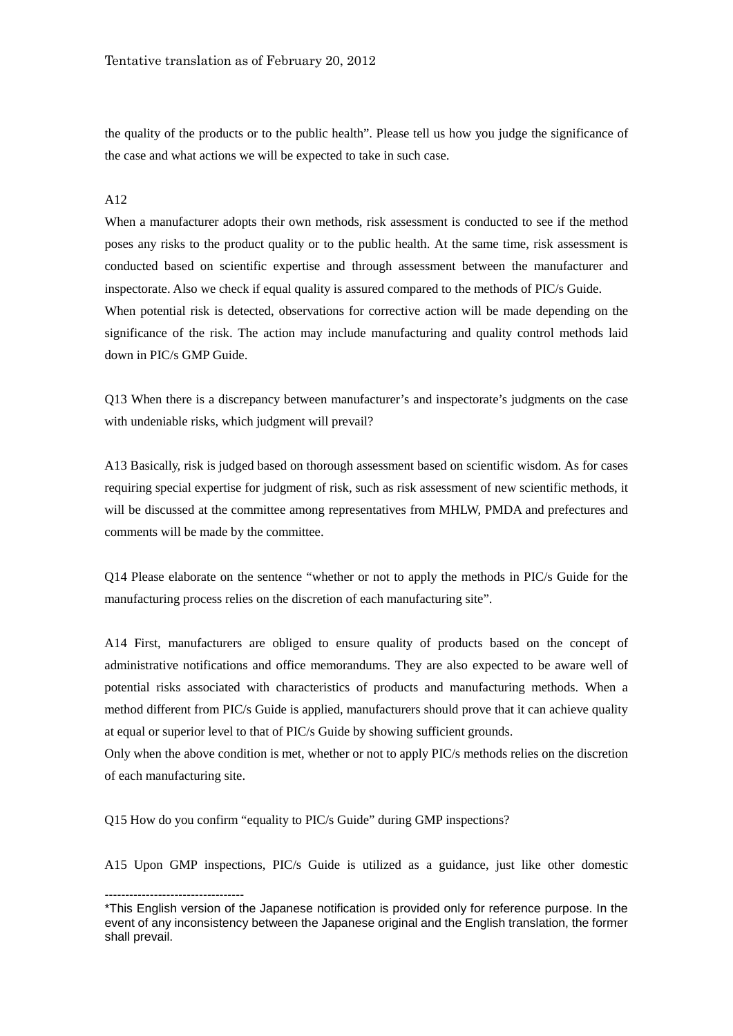the quality of the products or to the public health". Please tell us how you judge the significance of the case and what actions we will be expected to take in such case.

A12

When a manufacturer adopts their own methods, risk assessment is conducted to see if the method poses any risks to the product quality or to the public health. At the same time, risk assessment is conducted based on scientific expertise and through assessment between the manufacturer and inspectorate. Also we check if equal quality is assured compared to the methods of PIC/s Guide.

When potential risk is detected, observations for corrective action will be made depending on the significance of the risk. The action may include manufacturing and quality control methods laid down in PIC/s GMP Guide.

Q13 When there is a discrepancy between manufacturer's and inspectorate's judgments on the case with undeniable risks, which judgment will prevail?

A13 Basically, risk is judged based on thorough assessment based on scientific wisdom. As for cases requiring special expertise for judgment of risk, such as risk assessment of new scientific methods, it will be discussed at the committee among representatives from MHLW, PMDA and prefectures and comments will be made by the committee.

Q14 Please elaborate on the sentence "whether or not to apply the methods in PIC/s Guide for the manufacturing process relies on the discretion of each manufacturing site".

A14 First, manufacturers are obliged to ensure quality of products based on the concept of administrative notifications and office memorandums. They are also expected to be aware well of potential risks associated with characteristics of products and manufacturing methods. When a method different from PIC/s Guide is applied, manufacturers should prove that it can achieve quality at equal or superior level to that of PIC/s Guide by showing sufficient grounds.

Only when the above condition is met, whether or not to apply PIC/s methods relies on the discretion of each manufacturing site.

Q15 How do you confirm "equality to PIC/s Guide" during GMP inspections?

A15 Upon GMP inspections, PIC/s Guide is utilized as a guidance, just like other domestic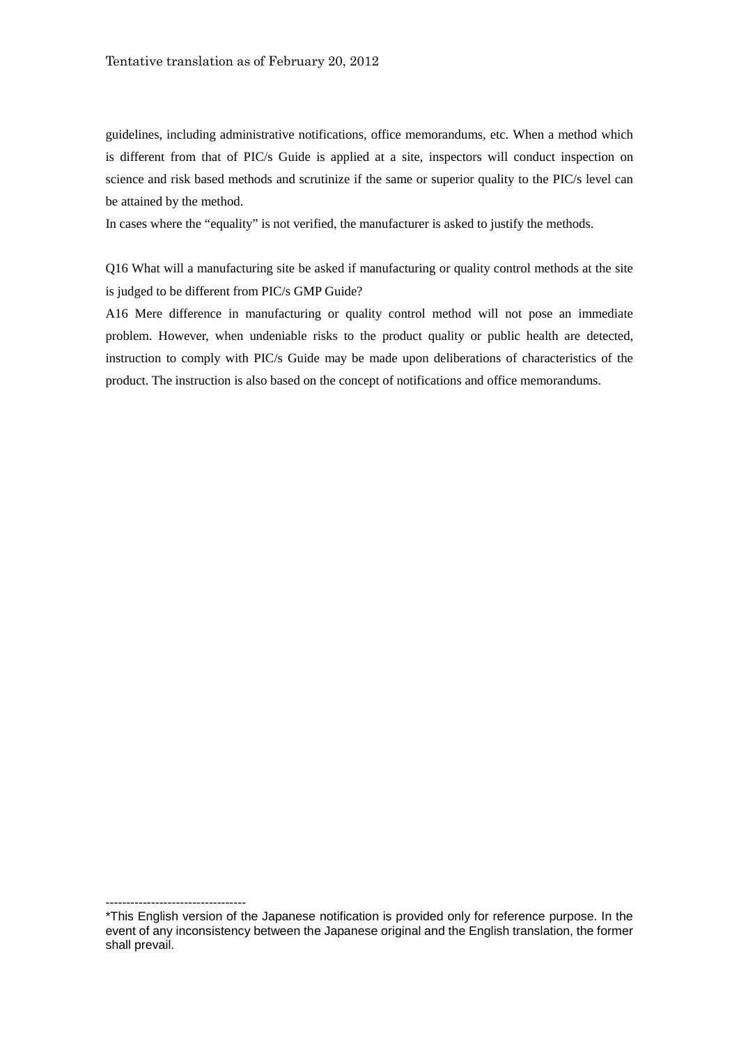guidelines, including administrative notifications, office memorandums, etc. When a method which is different from that of PIC/s Guide is applied at a site, inspectors will conduct inspection on science and risk based methods and scrutinize if the same or superior quality to the PIC/s level can be attained by the method.

In cases where the “equality” is not verified, the manufacturer is asked to justify the methods.

Q16 What will a manufacturing site be asked if manufacturing or quality control methods at the site is judged to be different from PIC/s GMP Guide?

A16 Mere difference in manufacturing or quality control method will not pose an immediate problem. However, when undeniable risks to the product quality or public health are detected, instruction to comply with PIC/s Guide may be made upon deliberations of characteristics of the product. The instruction is also based on the concept of notifications and office memorandums.

----------------------------------

*This English version of the Japanese notification is provided only for reference purpose. In the event of any inconsistency between the Japanese original and the English translation, the former shall prevail.